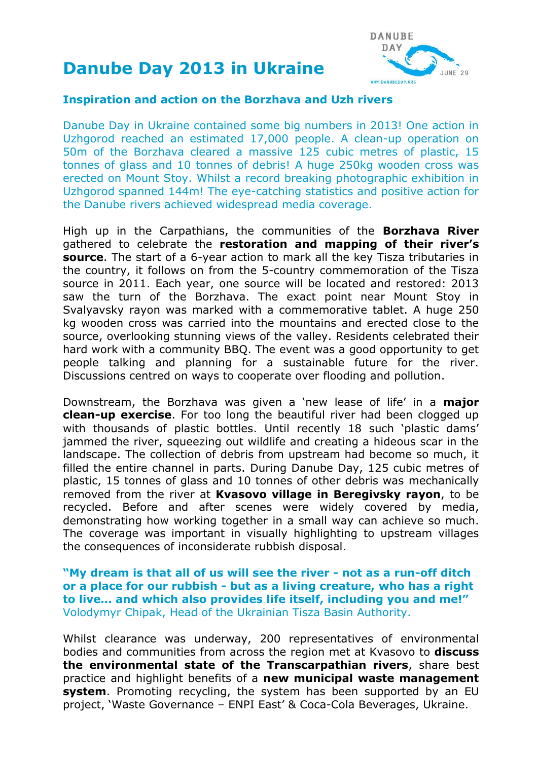# Danube Day 2013 in Ukraine

### Inspiration and action on the Borzhava and Uzh rivers

Danube Day in Ukraine contained some big numbers in 2013! One action in Uzhgorod reached an estimated 17,000 people. A clean-up operation on 50m of the Borzhava cleared a massive 125 cubic metres of plastic, 15 tonnes of glass and 10 tonnes of debris! A huge 250kg wooden cross was erected on Mount Stoy. Whilst a record breaking photographic exhibition in Uzhgorod spanned 144m! The eye-catching statistics and positive action for the Danube rivers achieved widespread media coverage.

High up in the Carpathians, the communities of the **Borzhava River** gathered to celebrate the **restoration and mapping of their river's source**. The start of a 6-year action to mark all the key Tisza tributaries in the country, it follows on from the 5-country commemoration of the Tisza source in 2011. Each year, one source will be located and restored: 2013 saw the turn of the Borzhava. The exact point near Mount Stoy in Svalyavsky rayon was marked with a commemorative tablet. A huge 250 kg wooden cross was carried into the mountains and erected close to the source, overlooking stunning views of the valley. Residents celebrated their hard work with a community BBQ. The event was a good opportunity to get people talking and planning for a sustainable future for the river. Discussions centred on ways to cooperate over flooding and pollution.

Downstream, the Borzhava was given a 'new lease of life' in a **major clean-up exercise**. For too long the beautiful river had been clogged up with thousands of plastic bottles. Until recently 18 such 'plastic dams' jammed the river, squeezing out wildlife and creating a hideous scar in the landscape. The collection of debris from upstream had become so much, it filled the entire channel in parts. During Danube Day, 125 cubic metres of plastic, 15 tonnes of glass and 10 tonnes of other debris was mechanically removed from the river at **Kvasovo village in Beregivsky rayon**, to be recycled. Before and after scenes were widely covered by media, demonstrating how working together in a small way can achieve so much. The coverage was important in visually highlighting to upstream villages the consequences of inconsiderate rubbish disposal.

**"My dream is that all of us will see the river - not as a run-off ditch or a place for our rubbish - but as a living creature, who has a right to live… and which also provides life itself, including you and me!"**
Volodymyr Chipak, Head of the Ukrainian Tisza Basin Authority.

Whilst clearance was underway, 200 representatives of environmental bodies and communities from across the region met at Kvasovo to **discuss the environmental state of the Transcarpathian rivers**, share best practice and highlight benefits of a **new municipal waste management system**. Promoting recycling, the system has been supported by an EU project, 'Waste Governance – ENPI East' & Coca-Cola Beverages, Ukraine.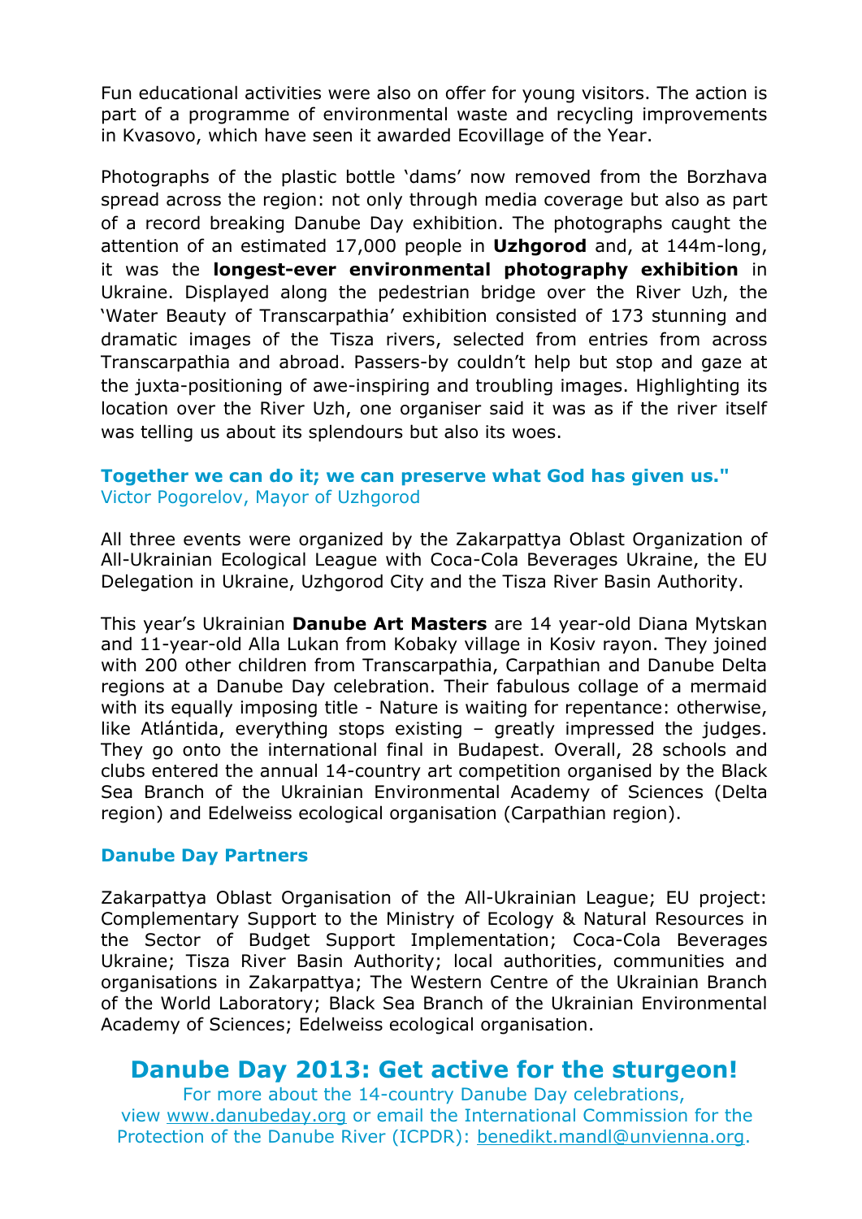Fun educational activities were also on offer for young visitors. The action is part of a programme of environmental waste and recycling improvements in Kvasovo, which have seen it awarded Ecovillage of the Year.

Photographs of the plastic bottle 'dams' now removed from the Borzhava spread across the region: not only through media coverage but also as part of a record breaking Danube Day exhibition. The photographs caught the attention of an estimated 17,000 people in **Uzhgorod** and, at 144m-long, it was the **longest-ever environmental photography exhibition** in Ukraine. Displayed along the pedestrian bridge over the River Uzh, the 'Water Beauty of Transcarpathia' exhibition consisted of 173 stunning and dramatic images of the Tisza rivers, selected from entries from across Transcarpathia and abroad. Passers-by couldn't help but stop and gaze at the juxta-positioning of awe-inspiring and troubling images. Highlighting its location over the River Uzh, one organiser said it was as if the river itself was telling us about its splendours but also its woes.

**Together we can do it; we can preserve what God has given us."**
Victor Pogorelov, Mayor of Uzhgorod

All three events were organized by the Zakarpattya Oblast Organization of All-Ukrainian Ecological League with Coca-Cola Beverages Ukraine, the EU Delegation in Ukraine, Uzhgorod City and the Tisza River Basin Authority.

This year's Ukrainian **Danube Art Masters** are 14 year-old Diana Mytskan and 11-year-old Alla Lukan from Kobaky village in Kosiv rayon. They joined with 200 other children from Transcarpathia, Carpathian and Danube Delta regions at a Danube Day celebration. Their fabulous collage of a mermaid with its equally imposing title - Nature is waiting for repentance: otherwise, like Atlántida, everything stops existing – greatly impressed the judges. They go onto the international final in Budapest. Overall, 28 schools and clubs entered the annual 14-country art competition organised by the Black Sea Branch of the Ukrainian Environmental Academy of Sciences (Delta region) and Edelweiss ecological organisation (Carpathian region).

### Danube Day Partners

Zakarpattya Oblast Organisation of the All-Ukrainian League; EU project: Complementary Support to the Ministry of Ecology & Natural Resources in the Sector of Budget Support Implementation; Coca-Cola Beverages Ukraine; Tisza River Basin Authority; local authorities, communities and organisations in Zakarpattya; The Western Centre of the Ukrainian Branch of the World Laboratory; Black Sea Branch of the Ukrainian Environmental Academy of Sciences; Edelweiss ecological organisation.

## Danube Day 2013: Get active for the sturgeon!

For more about the 14-country Danube Day celebrations, view www.danubeday.org or email the International Commission for the Protection of the Danube River (ICPDR): benedikt.mandl@unvienna.org.